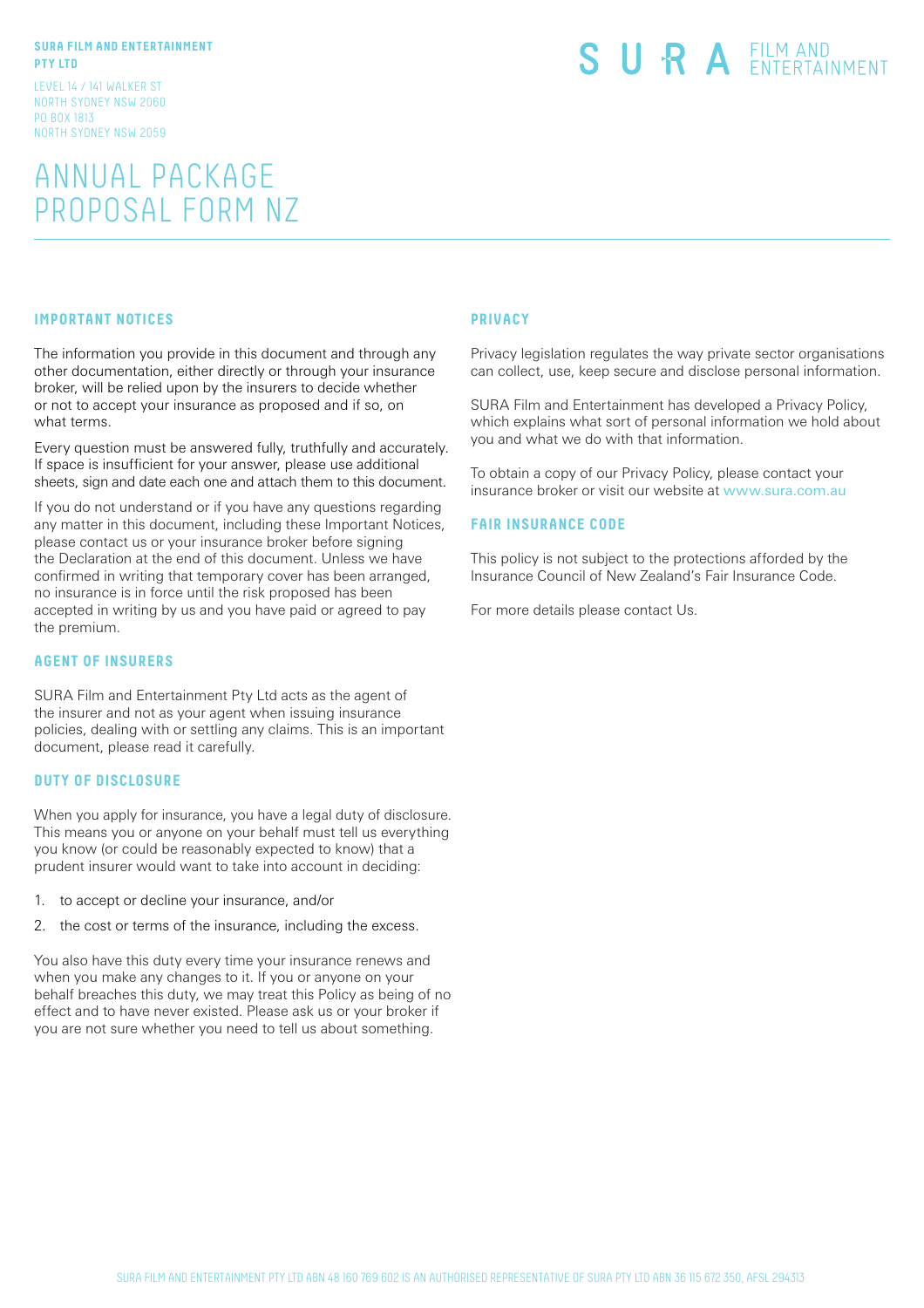**SURA FILM AND ENTERTAINMENT PTY LTD**

LEVEL 14 / 141 WALKER ST
NORTH SYDNEY NSW 2060
PO BOX 1813
NORTH SYDNEY NSW 2059

SURA FILM AND ENTERTAINMENT

# ANNUAL PACKAGE PROPOSAL FORM NZ

## IMPORTANT NOTICES

The information you provide in this document and through any other documentation, either directly or through your insurance broker, will be relied upon by the insurers to decide whether or not to accept your insurance as proposed and if so, on what terms.

Every question must be answered fully, truthfully and accurately. If space is insufficient for your answer, please use additional sheets, sign and date each one and attach them to this document.

If you do not understand or if you have any questions regarding any matter in this document, including these Important Notices, please contact us or your insurance broker before signing the Declaration at the end of this document. Unless we have confirmed in writing that temporary cover has been arranged, no insurance is in force until the risk proposed has been accepted in writing by us and you have paid or agreed to pay the premium.

## AGENT OF INSURERS

SURA Film and Entertainment Pty Ltd acts as the agent of the insurer and not as your agent when issuing insurance policies, dealing with or settling any claims. This is an important document, please read it carefully.

## DUTY OF DISCLOSURE

When you apply for insurance, you have a legal duty of disclosure. This means you or anyone on your behalf must tell us everything you know (or could be reasonably expected to know) that a prudent insurer would want to take into account in deciding:

1. to accept or decline your insurance, and/or
2. the cost or terms of the insurance, including the excess.

You also have this duty every time your insurance renews and when you make any changes to it. If you or anyone on your behalf breaches this duty, we may treat this Policy as being of no effect and to have never existed. Please ask us or your broker if you are not sure whether you need to tell us about something.

## PRIVACY

Privacy legislation regulates the way private sector organisations can collect, use, keep secure and disclose personal information.

SURA Film and Entertainment has developed a Privacy Policy, which explains what sort of personal information we hold about you and what we do with that information.

To obtain a copy of our Privacy Policy, please contact your insurance broker or visit our website at www.sura.com.au

## FAIR INSURANCE CODE

This policy is not subject to the protections afforded by the Insurance Council of New Zealand's Fair Insurance Code.

For more details please contact Us.

SURA FILM AND ENTERTAINMENT PTY LTD ABN 48 160 769 602 IS AN AUTHORISED REPRESENTATIVE OF SURA PTY LTD ABN 36 115 672 350, AFSL 294313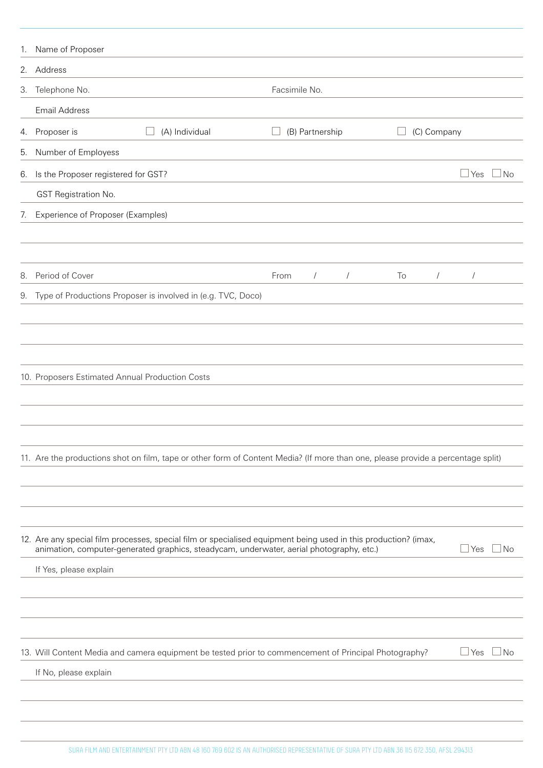1. Name of Proposer
2. Address
3. Telephone No. Facsimile No.

   Email Address
4. Proposer is ☐ (A) Individual ☐ (B) Partnership ☐ (C) Company
5. Number of Employess
6. Is the Proposer registered for GST? ☐ Yes ☐ No

   GST Registration No.
7. Experience of Proposer (Examples)
8. Period of Cover From / / To / /
9. Type of Productions Proposer is involved in (e.g. TVC, Doco)
10. Proposers Estimated Annual Production Costs
11. Are the productions shot on film, tape or other form of Content Media? (If more than one, please provide a percentage split)
12. Are any special film processes, special film or specialised equipment being used in this production? (imax, animation, computer-generated graphics, steadycam, underwater, aerial photography, etc.) ☐ Yes ☐ No

    If Yes, please explain
13. Will Content Media and camera equipment be tested prior to commencement of Principal Photography? ☐ Yes ☐ No

    If No, please explain

SURA FILM AND ENTERTAINMENT PTY LTD ABN 48 160 769 602 IS AN AUTHORISED REPRESENTATIVE OF SURA PTY LTD ABN 36 115 672 350, AFSL 294313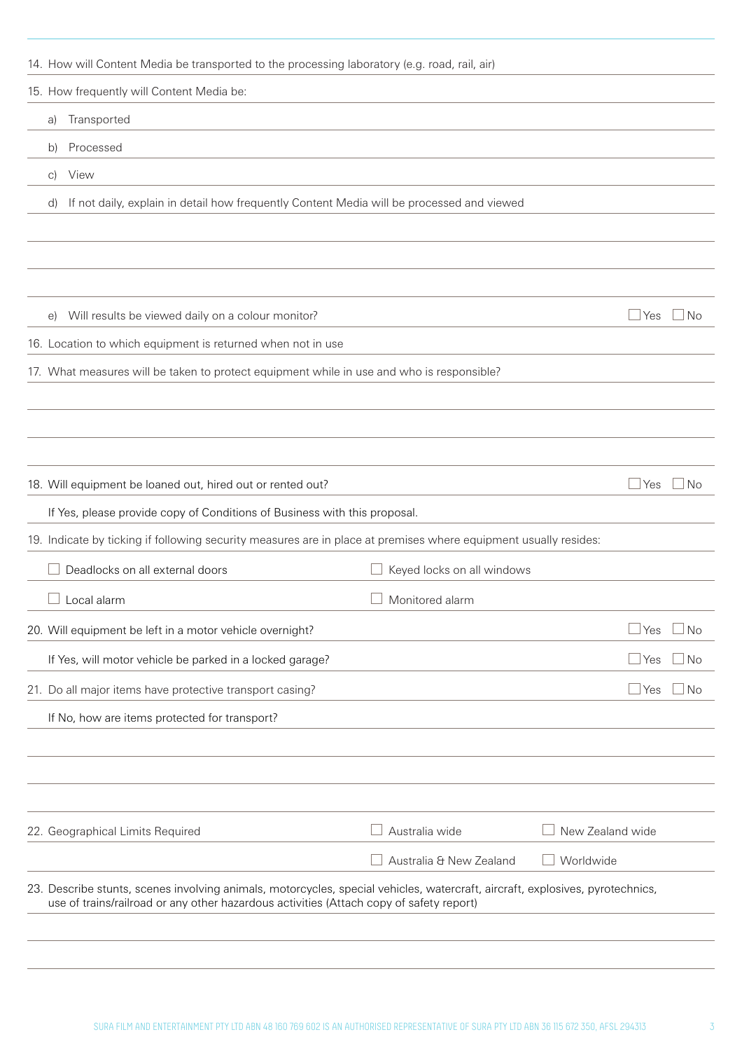14. How will Content Media be transported to the processing laboratory (e.g. road, rail, air)

15. How frequently will Content Media be:

    a) Transported

    b) Processed

    c) View

    d) If not daily, explain in detail how frequently Content Media will be processed and viewed

    e) Will results be viewed daily on a colour monitor? ☐ Yes ☐ No

16. Location to which equipment is returned when not in use

17. What measures will be taken to protect equipment while in use and who is responsible?

18. Will equipment be loaned out, hired out or rented out? ☐ Yes ☐ No

    If Yes, please provide copy of Conditions of Business with this proposal.

19. Indicate by ticking if following security measures are in place at premises where equipment usually resides:

    ☐ Deadlocks on all external doors ☐ Keyed locks on all windows

    ☐ Local alarm ☐ Monitored alarm

20. Will equipment be left in a motor vehicle overnight? ☐ Yes ☐ No

    If Yes, will motor vehicle be parked in a locked garage? ☐ Yes ☐ No

21. Do all major items have protective transport casing? ☐ Yes ☐ No

    If No, how are items protected for transport?

22. Geographical Limits Required ☐ Australia wide ☐ New Zealand wide ☐ Australia & New Zealand ☐ Worldwide

23. Describe stunts, scenes involving animals, motorcycles, special vehicles, watercraft, aircraft, explosives, pyrotechnics, use of trains/railroad or any other hazardous activities (Attach copy of safety report)

SURA FILM AND ENTERTAINMENT PTY LTD ABN 48 160 769 602 IS AN AUTHORISED REPRESENTATIVE OF SURA PTY LTD ABN 36 115 672 350, AFSL 294313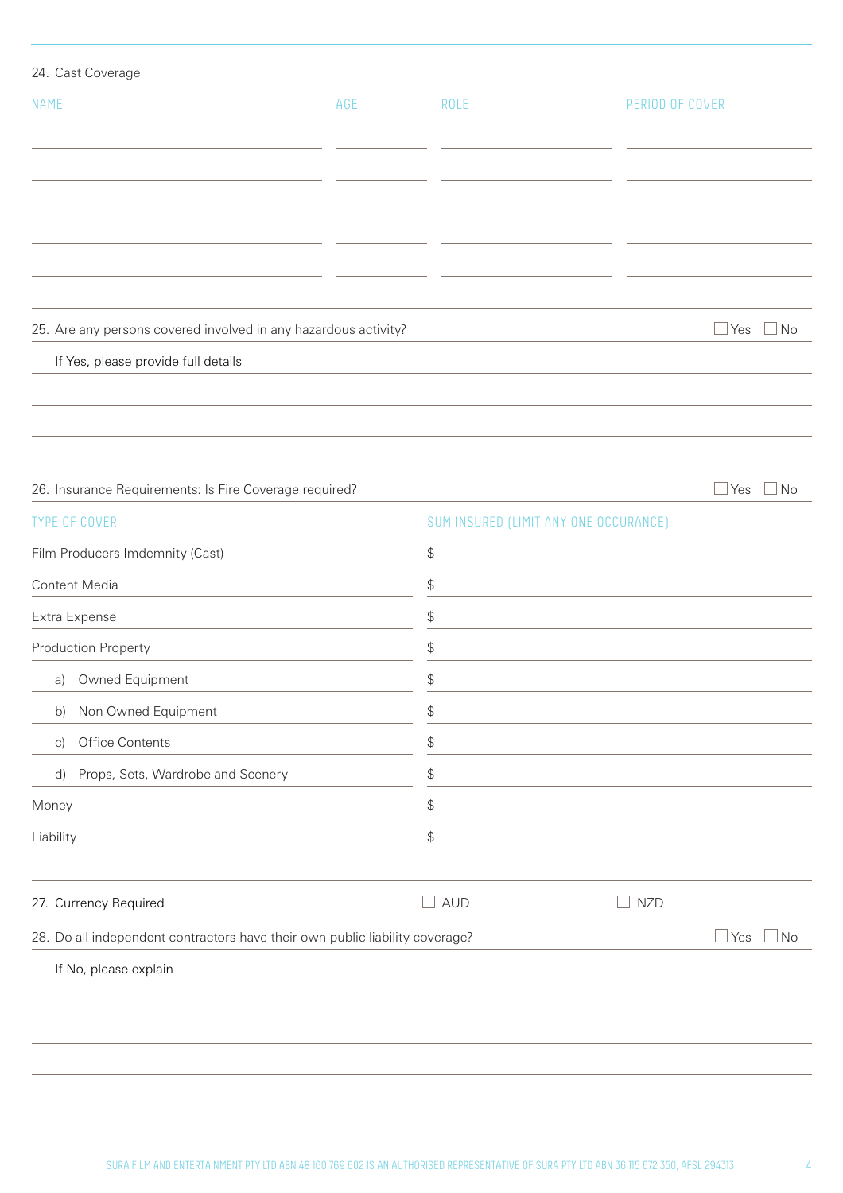24. Cast Coverage

| NAME | AGE | ROLE | PERIOD OF COVER |
|---|---|---|---|
| | | | |
| | | | |
| | | | |
| | | | |
| | | | |

25. Are any persons covered involved in any hazardous activity? ☐ Yes ☐ No

If Yes, please provide full details

26. Insurance Requirements: Is Fire Coverage required? ☐ Yes ☐ No

| TYPE OF COVER | SUM INSURED (LIMIT ANY ONE OCCURANCE) |
|---|---|
| Film Producers Imdemnity (Cast) | $ |
| Content Media | $ |
| Extra Expense | $ |
| Production Property | $ |
| a) Owned Equipment | $ |
| b) Non Owned Equipment | $ |
| c) Office Contents | $ |
| d) Props, Sets, Wardrobe and Scenery | $ |
| Money | $ |
| Liability | $ |

27. Currency Required ☐ AUD ☐ NZD

28. Do all independent contractors have their own public liability coverage? ☐ Yes ☐ No

If No, please explain

SURA FILM AND ENTERTAINMENT PTY LTD ABN 48 160 769 602 IS AN AUTHORISED REPRESENTATIVE OF SURA PTY LTD ABN 36 115 672 350, AFSL 294313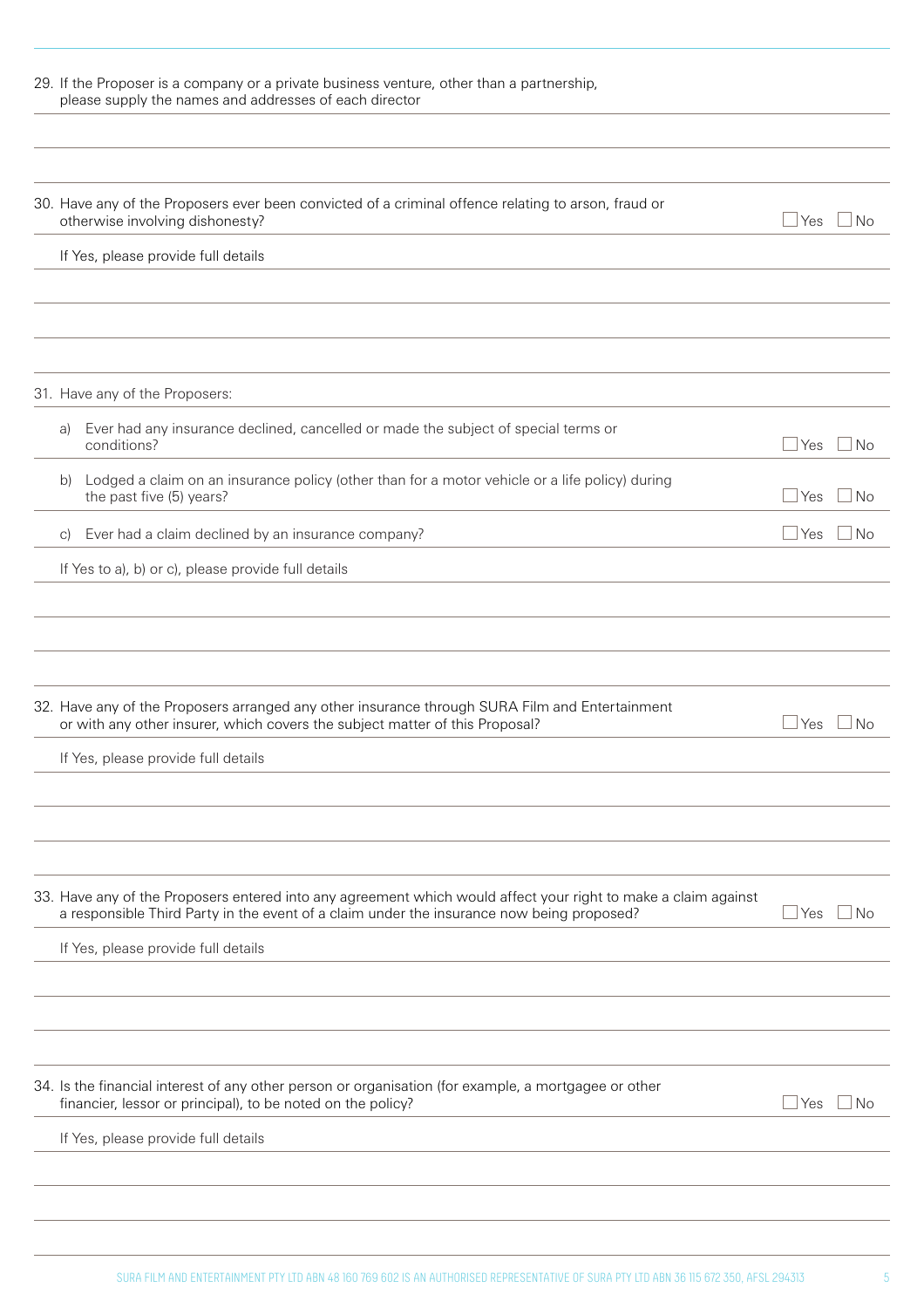29. If the Proposer is a company or a private business venture, other than a partnership, please supply the names and addresses of each director

30. Have any of the Proposers ever been convicted of a criminal offence relating to arson, fraud or otherwise involving dishonesty? ☐ Yes ☐ No

If Yes, please provide full details

31. Have any of the Proposers:

a) Ever had any insurance declined, cancelled or made the subject of special terms or conditions? ☐ Yes ☐ No

b) Lodged a claim on an insurance policy (other than for a motor vehicle or a life policy) during the past five (5) years? ☐ Yes ☐ No

c) Ever had a claim declined by an insurance company? ☐ Yes ☐ No

If Yes to a), b) or c), please provide full details

32. Have any of the Proposers arranged any other insurance through SURA Film and Entertainment or with any other insurer, which covers the subject matter of this Proposal? ☐ Yes ☐ No

If Yes, please provide full details

33. Have any of the Proposers entered into any agreement which would affect your right to make a claim against a responsible Third Party in the event of a claim under the insurance now being proposed? ☐ Yes ☐ No

If Yes, please provide full details

34. Is the financial interest of any other person or organisation (for example, a mortgagee or other financier, lessor or principal), to be noted on the policy? ☐ Yes ☐ No

If Yes, please provide full details

SURA FILM AND ENTERTAINMENT PTY LTD ABN 48 160 769 602 IS AN AUTHORISED REPRESENTATIVE OF SURA PTY LTD ABN 36 115 672 350, AFSL 294313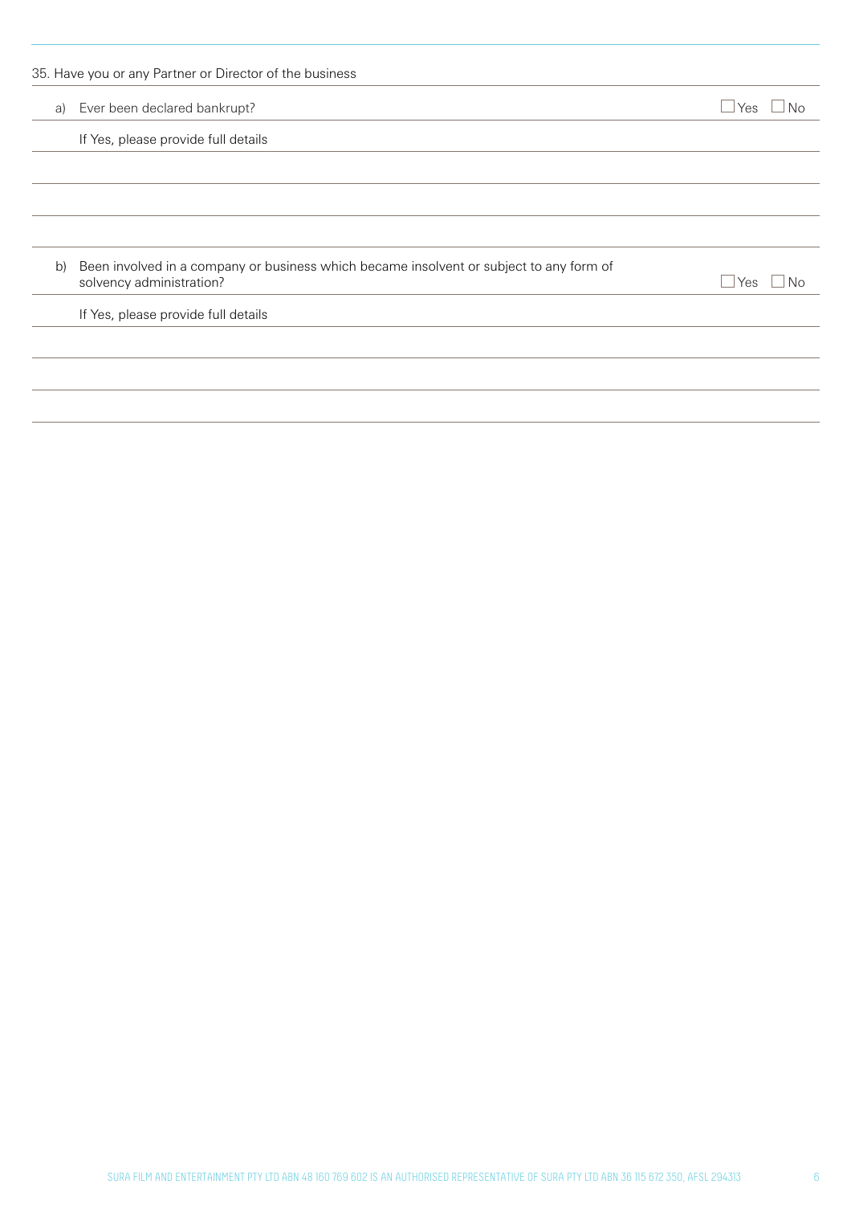35. Have you or any Partner or Director of the business

a) Ever been declared bankrupt? ☐ Yes ☐ No

If Yes, please provide full details

b) Been involved in a company or business which became insolvent or subject to any form of solvency administration? ☐ Yes ☐ No

If Yes, please provide full details

SURA FILM AND ENTERTAINMENT PTY LTD ABN 48 160 769 602 IS AN AUTHORISED REPRESENTATIVE OF SURA PTY LTD ABN 36 115 672 350, AFSL 294313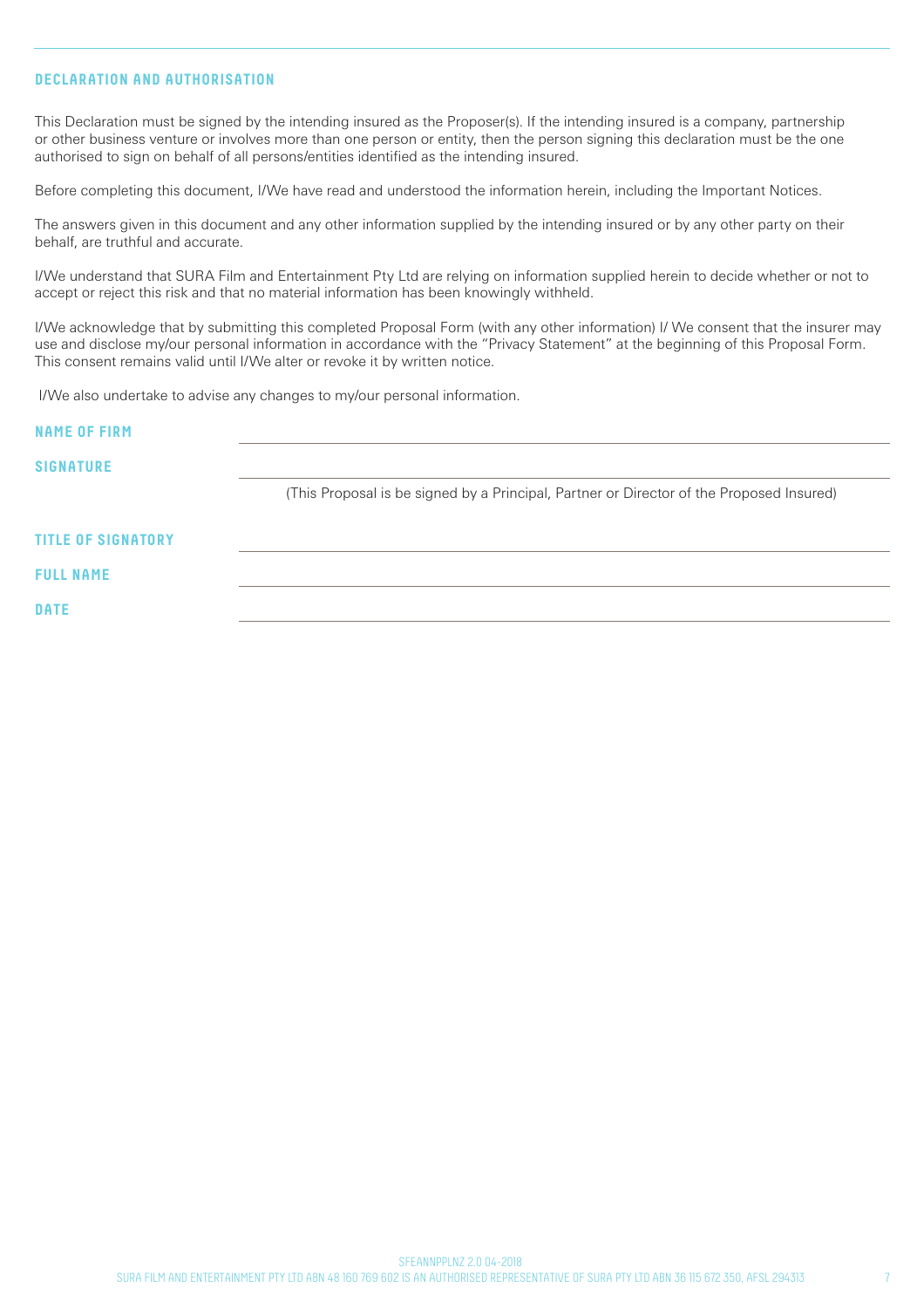## DECLARATION AND AUTHORISATION

This Declaration must be signed by the intending insured as the Proposer(s). If the intending insured is a company, partnership or other business venture or involves more than one person or entity, then the person signing this declaration must be the one authorised to sign on behalf of all persons/entities identified as the intending insured.

Before completing this document, I/We have read and understood the information herein, including the Important Notices.

The answers given in this document and any other information supplied by the intending insured or by any other party on their behalf, are truthful and accurate.

I/We understand that SURA Film and Entertainment Pty Ltd are relying on information supplied herein to decide whether or not to accept or reject this risk and that no material information has been knowingly withheld.

I/We acknowledge that by submitting this completed Proposal Form (with any other information) I/ We consent that the insurer may use and disclose my/our personal information in accordance with the "Privacy Statement" at the beginning of this Proposal Form. This consent remains valid until I/We alter or revoke it by written notice.

I/We also undertake to advise any changes to my/our personal information.

**NAME OF FIRM** \_\_\_\_\_\_\_\_\_\_\_\_\_\_\_\_\_\_\_\_\_\_\_\_\_\_\_\_\_\_

**SIGNATURE** \_\_\_\_\_\_\_\_\_\_\_\_\_\_\_\_\_\_\_\_\_\_\_\_\_\_\_\_\_\_

(This Proposal is be signed by a Principal, Partner or Director of the Proposed Insured)

**TITLE OF SIGNATORY** \_\_\_\_\_\_\_\_\_\_\_\_\_\_\_\_\_\_\_\_\_\_\_\_\_\_\_\_\_\_

**FULL NAME** \_\_\_\_\_\_\_\_\_\_\_\_\_\_\_\_\_\_\_\_\_\_\_\_\_\_\_\_\_\_

**DATE** \_\_\_\_\_\_\_\_\_\_\_\_\_\_\_\_\_\_\_\_\_\_\_\_\_\_\_\_\_\_